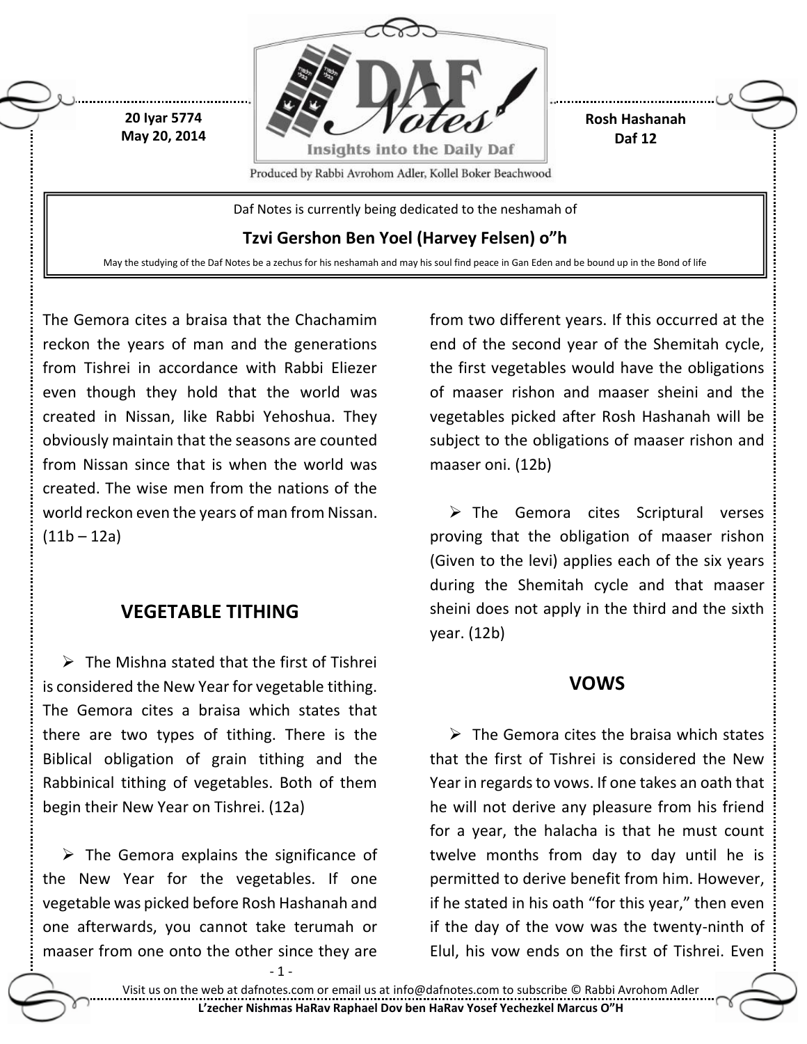20 Iyar 5774
May 20, 2014

Rosh Hashanah
Daf 12

Produced by Rabbi Avrohom Adler, Kollel Boker Beachwood

Daf Notes is currently being dedicated to the neshamah of

**Tzvi Gershon Ben Yoel (Harvey Felsen) o"h**

May the studying of the Daf Notes be a zechus for his neshamah and may his soul find peace in Gan Eden and be bound up in the Bond of life

The Gemora cites a braisa that the Chachamim reckon the years of man and the generations from Tishrei in accordance with Rabbi Eliezer even though they hold that the world was created in Nissan, like Rabbi Yehoshua. They obviously maintain that the seasons are counted from Nissan since that is when the world was created. The wise men from the nations of the world reckon even the years of man from Nissan. (11b – 12a)

## VEGETABLE TITHING

- The Mishna stated that the first of Tishrei is considered the New Year for vegetable tithing. The Gemora cites a braisa which states that there are two types of tithing. There is the Biblical obligation of grain tithing and the Rabbinical tithing of vegetables. Both of them begin their New Year on Tishrei. (12a)

- The Gemora explains the significance of the New Year for the vegetables. If one vegetable was picked before Rosh Hashanah and one afterwards, you cannot take terumah or maaser from one onto the other since they are from two different years. If this occurred at the end of the second year of the Shemitah cycle, the first vegetables would have the obligations of maaser rishon and maaser sheini and the vegetables picked after Rosh Hashanah will be subject to the obligations of maaser rishon and maaser oni. (12b)

- The Gemora cites Scriptural verses proving that the obligation of maaser rishon (Given to the levi) applies each of the six years during the Shemitah cycle and that maaser sheini does not apply in the third and the sixth year. (12b)

## VOWS

- The Gemora cites the braisa which states that the first of Tishrei is considered the New Year in regards to vows. If one takes an oath that he will not derive any pleasure from his friend for a year, the halacha is that he must count twelve months from day to day until he is permitted to derive benefit from him. However, if he stated in his oath "for this year," then even if the day of the vow was the twenty-ninth of Elul, his vow ends on the first of Tishrei. Even

Visit us on the web at dafnotes.com or email us at info@dafnotes.com to subscribe © Rabbi Avrohom Adler

**L'zecher Nishmas HaRav Raphael Dov ben HaRav Yosef Yechezkel Marcus O"H**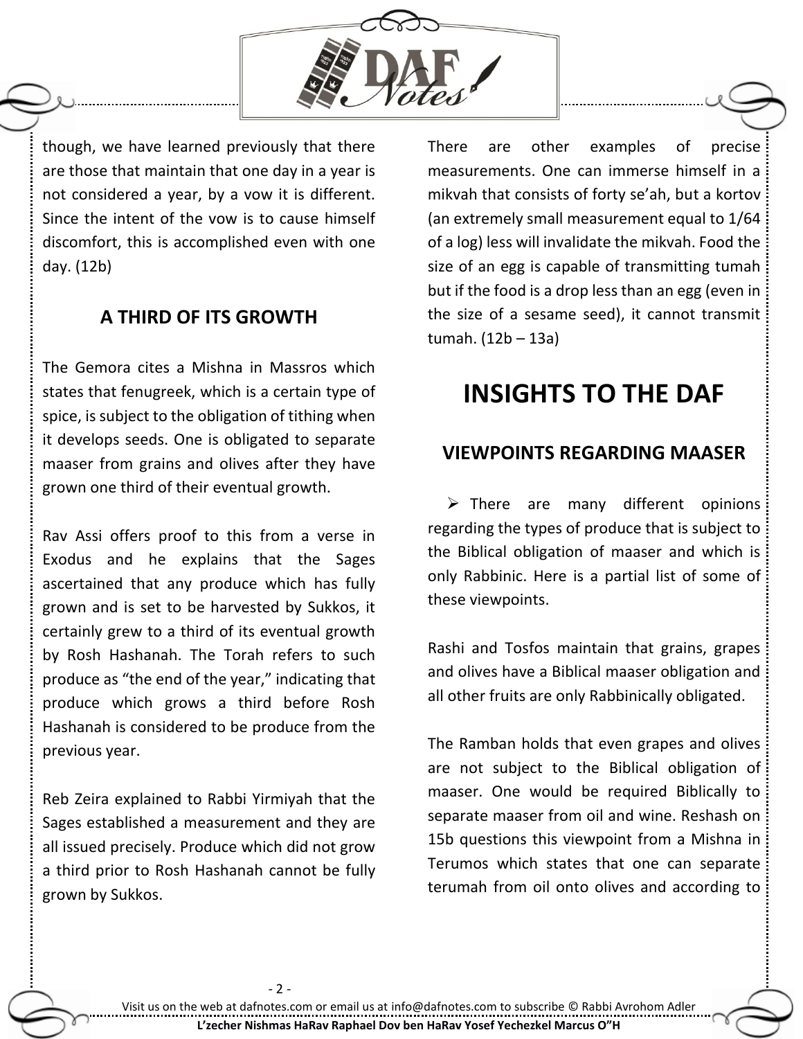though, we have learned previously that there are those that maintain that one day in a year is not considered a year, by a vow it is different. Since the intent of the vow is to cause himself discomfort, this is accomplished even with one day. (12b)

### A THIRD OF ITS GROWTH

The Gemora cites a Mishna in Massros which states that fenugreek, which is a certain type of spice, is subject to the obligation of tithing when it develops seeds. One is obligated to separate maaser from grains and olives after they have grown one third of their eventual growth.

Rav Assi offers proof to this from a verse in Exodus and he explains that the Sages ascertained that any produce which has fully grown and is set to be harvested by Sukkos, it certainly grew to a third of its eventual growth by Rosh Hashanah. The Torah refers to such produce as "the end of the year," indicating that produce which grows a third before Rosh Hashanah is considered to be produce from the previous year.

Reb Zeira explained to Rabbi Yirmiyah that the Sages established a measurement and they are all issued precisely. Produce which did not grow a third prior to Rosh Hashanah cannot be fully grown by Sukkos.

There are other examples of precise measurements. One can immerse himself in a mikvah that consists of forty se'ah, but a kortov (an extremely small measurement equal to 1/64 of a log) less will invalidate the mikvah. Food the size of an egg is capable of transmitting tumah but if the food is a drop less than an egg (even in the size of a sesame seed), it cannot transmit tumah. (12b – 13a)

## INSIGHTS TO THE DAF

### VIEWPOINTS REGARDING MAASER

- There are many different opinions regarding the types of produce that is subject to the Biblical obligation of maaser and which is only Rabbinic. Here is a partial list of some of these viewpoints.

Rashi and Tosfos maintain that grains, grapes and olives have a Biblical maaser obligation and all other fruits are only Rabbinically obligated.

The Ramban holds that even grapes and olives are not subject to the Biblical obligation of maaser. One would be required Biblically to separate maaser from oil and wine. Reshash on 15b questions this viewpoint from a Mishna in Terumos which states that one can separate terumah from oil onto olives and according to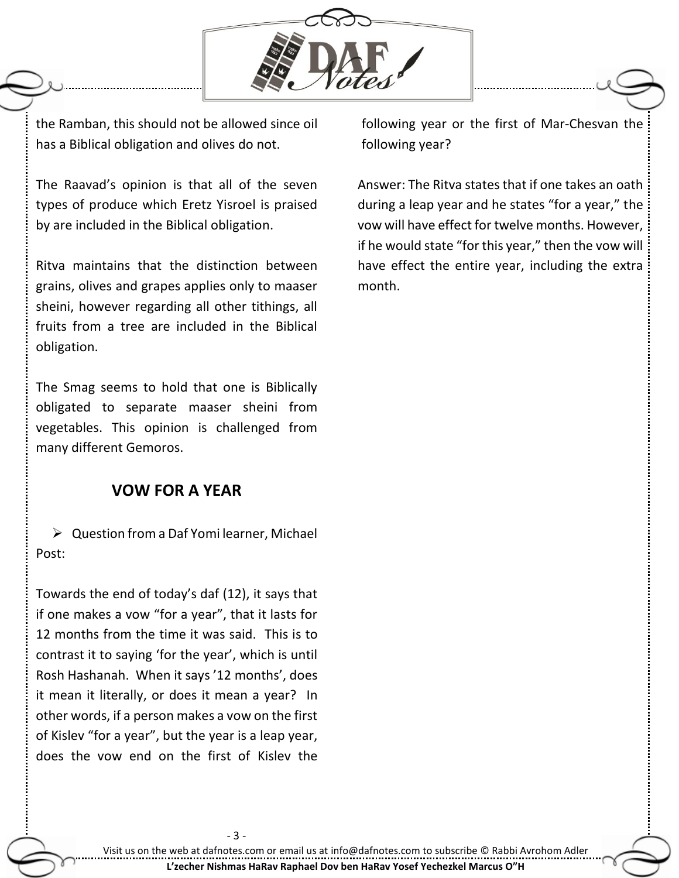the Ramban, this should not be allowed since oil has a Biblical obligation and olives do not.

The Raavad's opinion is that all of the seven types of produce which Eretz Yisroel is praised by are included in the Biblical obligation.

Ritva maintains that the distinction between grains, olives and grapes applies only to maaser sheini, however regarding all other tithings, all fruits from a tree are included in the Biblical obligation.

The Smag seems to hold that one is Biblically obligated to separate maaser sheini from vegetables. This opinion is challenged from many different Gemoros.

## VOW FOR A YEAR

- Question from a Daf Yomi learner, Michael Post:

Towards the end of today's daf (12), it says that if one makes a vow "for a year", that it lasts for 12 months from the time it was said. This is to contrast it to saying 'for the year', which is until Rosh Hashanah. When it says '12 months', does it mean it literally, or does it mean a year? In other words, if a person makes a vow on the first of Kislev "for a year", but the year is a leap year, does the vow end on the first of Kislev the following year or the first of Mar-Chesvan the following year?

Answer: The Ritva states that if one takes an oath during a leap year and he states "for a year," the vow will have effect for twelve months. However, if he would state "for this year," then the vow will have effect the entire year, including the extra month.